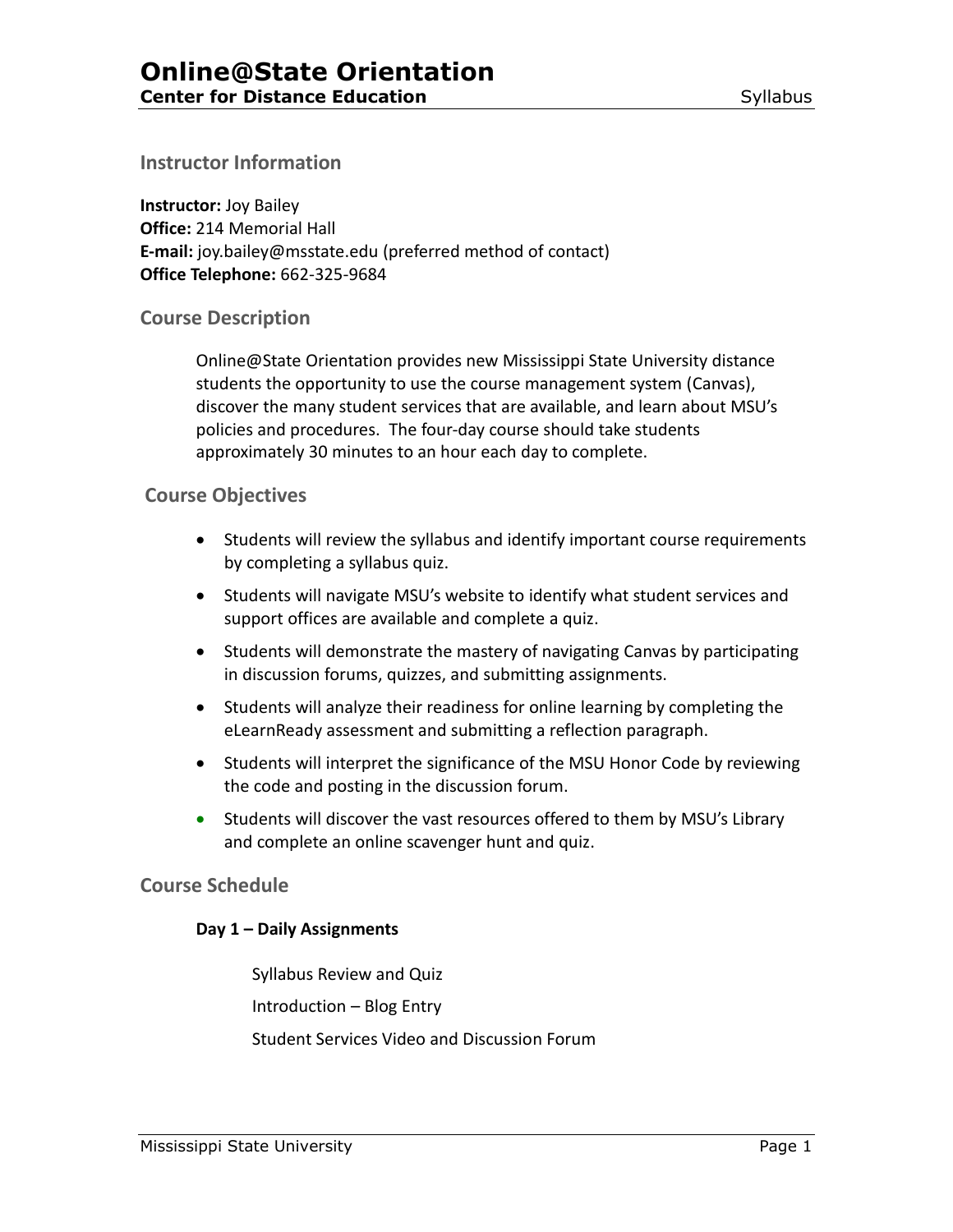# Online@State Orientation

**Center for Distance Education** — Syllabus

## Instructor Information

**Instructor:** Joy Bailey
**Office:** 214 Memorial Hall
**E-mail:** joy.bailey@msstate.edu (preferred method of contact)
**Office Telephone:** 662-325-9684

## Course Description

Online@State Orientation provides new Mississippi State University distance students the opportunity to use the course management system (Canvas), discover the many student services that are available, and learn about MSU's policies and procedures. The four-day course should take students approximately 30 minutes to an hour each day to complete.

## Course Objectives

- Students will review the syllabus and identify important course requirements by completing a syllabus quiz.
- Students will navigate MSU's website to identify what student services and support offices are available and complete a quiz.
- Students will demonstrate the mastery of navigating Canvas by participating in discussion forums, quizzes, and submitting assignments.
- Students will analyze their readiness for online learning by completing the eLearnReady assessment and submitting a reflection paragraph.
- Students will interpret the significance of the MSU Honor Code by reviewing the code and posting in the discussion forum.
- Students will discover the vast resources offered to them by MSU's Library and complete an online scavenger hunt and quiz.

## Course Schedule

### Day 1 – Daily Assignments

Syllabus Review and Quiz

Introduction – Blog Entry

Student Services Video and Discussion Forum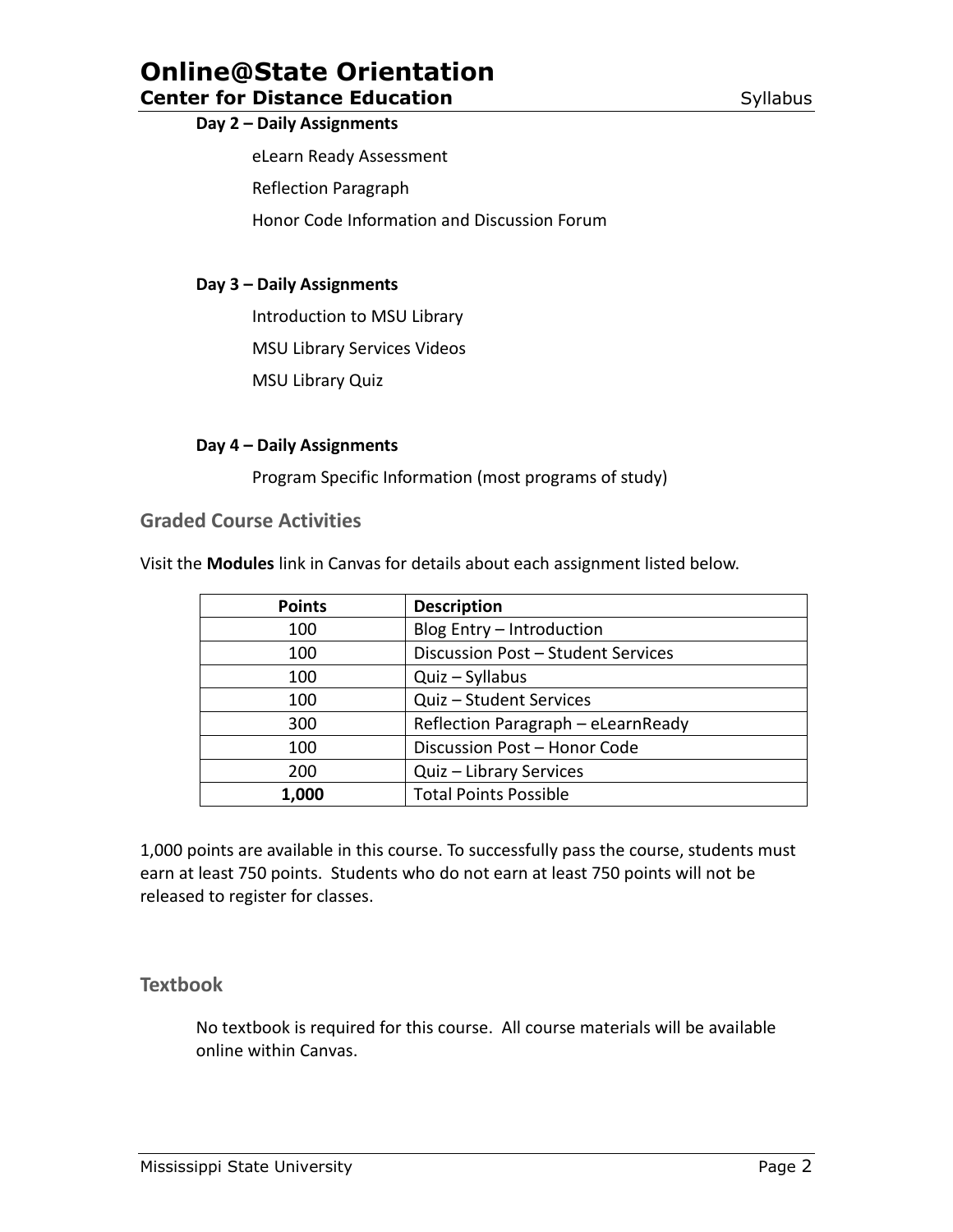**Day 2 – Daily Assignments**

eLearn Ready Assessment

Reflection Paragraph

Honor Code Information and Discussion Forum

**Day 3 – Daily Assignments**

Introduction to MSU Library

MSU Library Services Videos

MSU Library Quiz

**Day 4 – Daily Assignments**

Program Specific Information (most programs of study)

## Graded Course Activities

Visit the **Modules** link in Canvas for details about each assignment listed below.

| Points | Description |
|---|---|
| 100 | Blog Entry – Introduction |
| 100 | Discussion Post – Student Services |
| 100 | Quiz – Syllabus |
| 100 | Quiz – Student Services |
| 300 | Reflection Paragraph – eLearnReady |
| 100 | Discussion Post – Honor Code |
| 200 | Quiz – Library Services |
| **1,000** | Total Points Possible |

1,000 points are available in this course. To successfully pass the course, students must earn at least 750 points. Students who do not earn at least 750 points will not be released to register for classes.

## Textbook

No textbook is required for this course. All course materials will be available online within Canvas.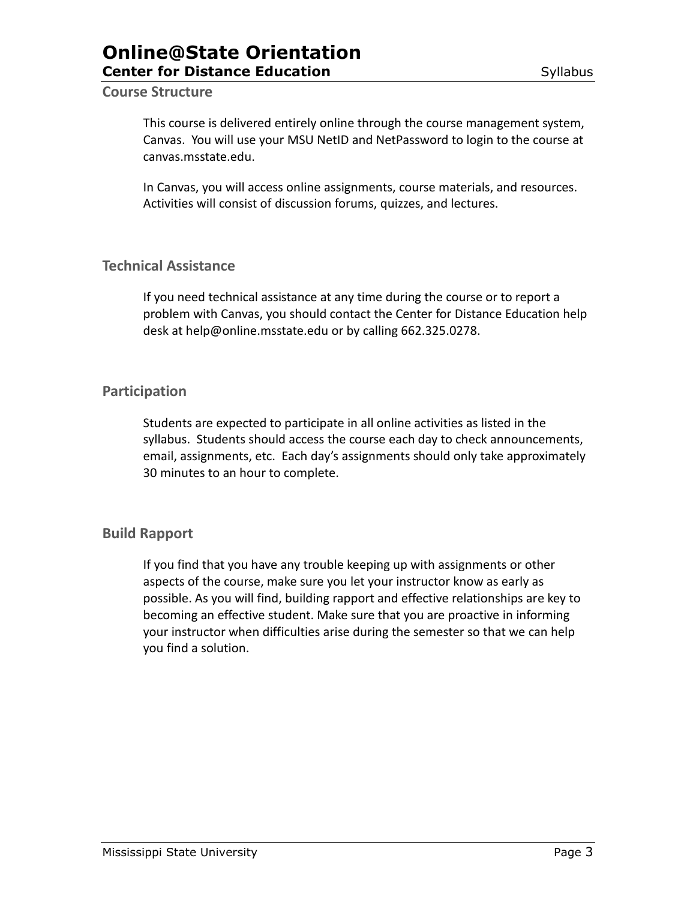## Course Structure

This course is delivered entirely online through the course management system, Canvas. You will use your MSU NetID and NetPassword to login to the course at canvas.msstate.edu.

In Canvas, you will access online assignments, course materials, and resources. Activities will consist of discussion forums, quizzes, and lectures.

## Technical Assistance

If you need technical assistance at any time during the course or to report a problem with Canvas, you should contact the Center for Distance Education help desk at help@online.msstate.edu or by calling 662.325.0278.

## Participation

Students are expected to participate in all online activities as listed in the syllabus. Students should access the course each day to check announcements, email, assignments, etc. Each day's assignments should only take approximately 30 minutes to an hour to complete.

## Build Rapport

If you find that you have any trouble keeping up with assignments or other aspects of the course, make sure you let your instructor know as early as possible. As you will find, building rapport and effective relationships are key to becoming an effective student. Make sure that you are proactive in informing your instructor when difficulties arise during the semester so that we can help you find a solution.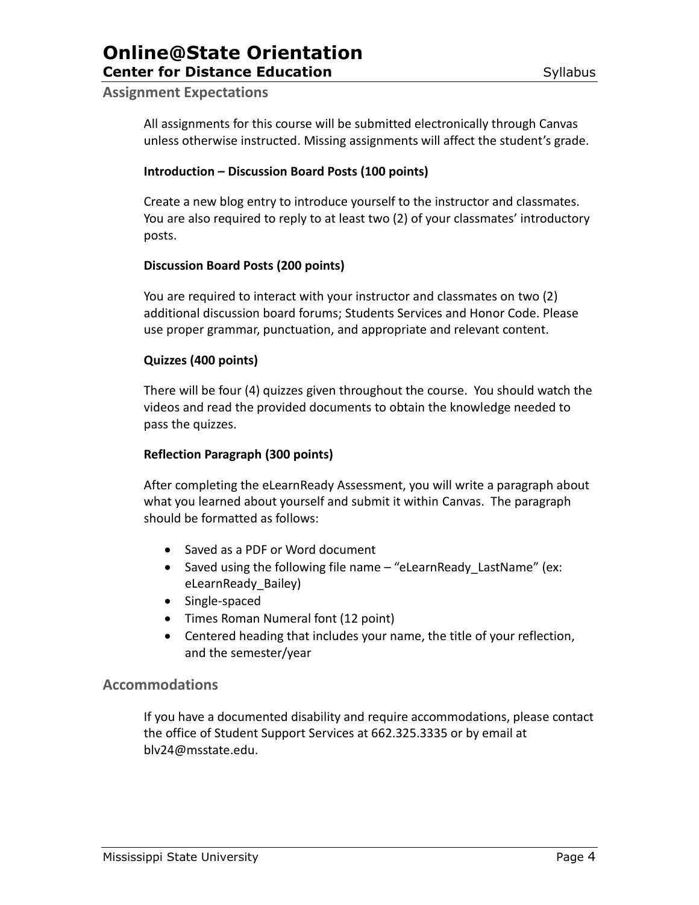## Assignment Expectations

All assignments for this course will be submitted electronically through Canvas unless otherwise instructed. Missing assignments will affect the student's grade.

**Introduction – Discussion Board Posts (100 points)**

Create a new blog entry to introduce yourself to the instructor and classmates. You are also required to reply to at least two (2) of your classmates' introductory posts.

**Discussion Board Posts (200 points)**

You are required to interact with your instructor and classmates on two (2) additional discussion board forums; Students Services and Honor Code. Please use proper grammar, punctuation, and appropriate and relevant content.

**Quizzes (400 points)**

There will be four (4) quizzes given throughout the course. You should watch the videos and read the provided documents to obtain the knowledge needed to pass the quizzes.

**Reflection Paragraph (300 points)**

After completing the eLearnReady Assessment, you will write a paragraph about what you learned about yourself and submit it within Canvas. The paragraph should be formatted as follows:

- Saved as a PDF or Word document
- Saved using the following file name – "eLearnReady_LastName" (ex: eLearnReady_Bailey)
- Single-spaced
- Times Roman Numeral font (12 point)
- Centered heading that includes your name, the title of your reflection, and the semester/year

## Accommodations

If you have a documented disability and require accommodations, please contact the office of Student Support Services at 662.325.3335 or by email at blv24@msstate.edu.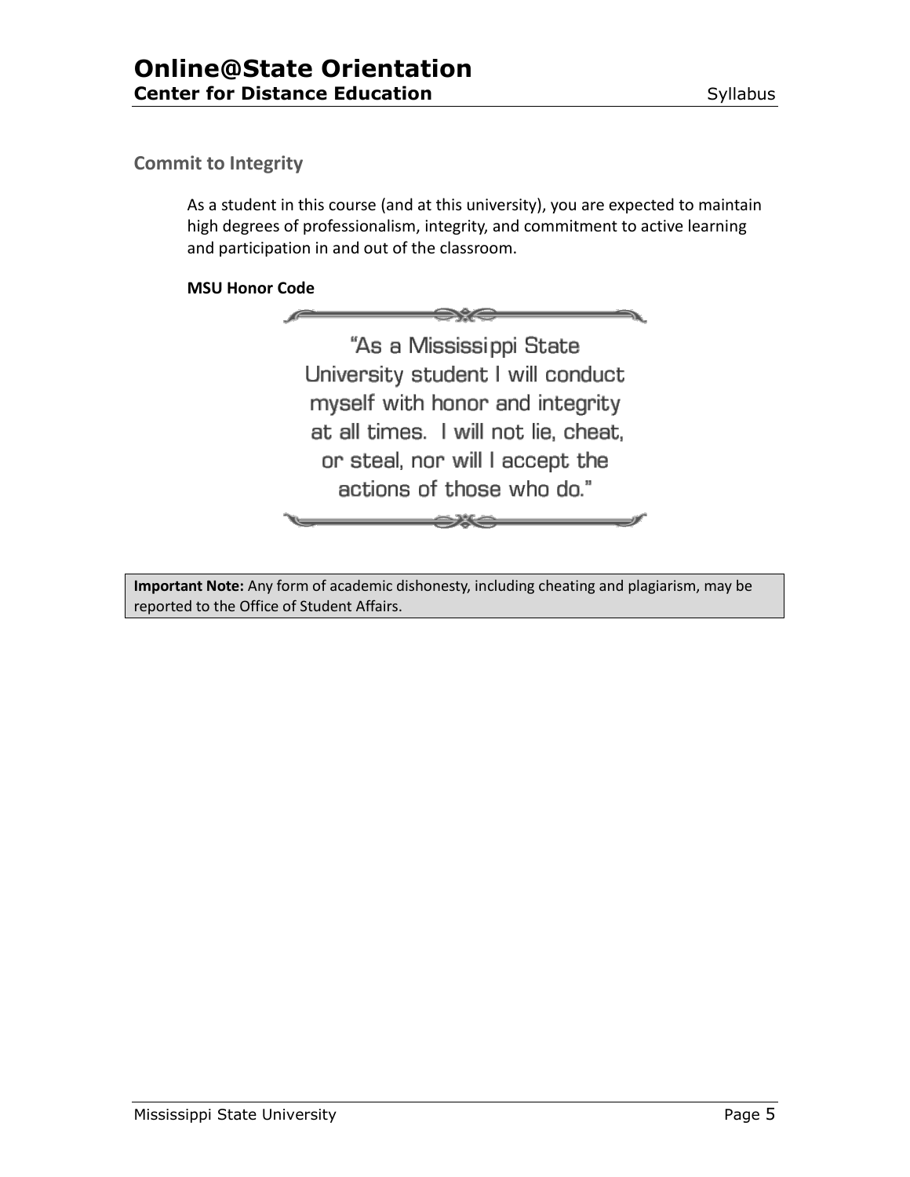## Commit to Integrity

As a student in this course (and at this university), you are expected to maintain high degrees of professionalism, integrity, and commitment to active learning and participation in and out of the classroom.

**MSU Honor Code**

> "As a Mississippi State University student I will conduct myself with honor and integrity at all times. I will not lie, cheat, or steal, nor will I accept the actions of those who do."

**Important Note:** Any form of academic dishonesty, including cheating and plagiarism, may be reported to the Office of Student Affairs.